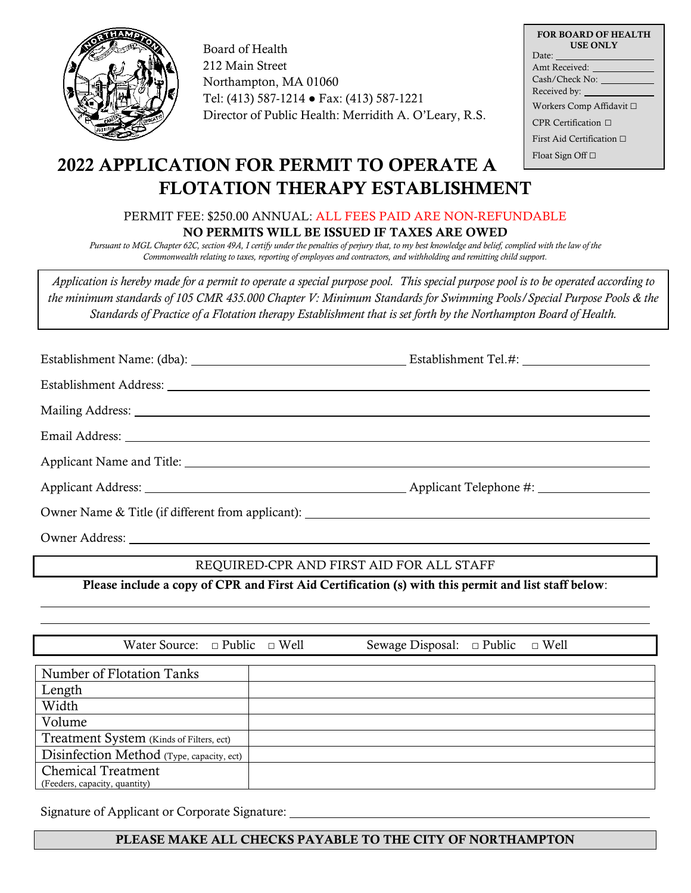Board of Health
212 Main Street
Northampton, MA 01060
Tel: (413) 587-1214 ● Fax: (413) 587-1221
Director of Public Health: Merridith A. O'Leary, R.S.

**FOR BOARD OF HEALTH USE ONLY**
Date: ______________
Amt Received: ______________
Cash/Check No: ______________
Received by: ______________
Workers Comp Affidavit □
CPR Certification □
First Aid Certification □
Float Sign Off □

# 2022 APPLICATION FOR PERMIT TO OPERATE A FLOTATION THERAPY ESTABLISHMENT

PERMIT FEE: $250.00 ANNUAL: ALL FEES PAID ARE NON-REFUNDABLE

**NO PERMITS WILL BE ISSUED IF TAXES ARE OWED**

*Pursuant to MGL Chapter 62C, section 49A, I certify under the penalties of perjury that, to my best knowledge and belief, complied with the law of the Commonwealth relating to taxes, reporting of employees and contractors, and withholding and remitting child support.*

*Application is hereby made for a permit to operate a special purpose pool. This special purpose pool is to be operated according to the minimum standards of 105 CMR 435.000 Chapter V: Minimum Standards for Swimming Pools/Special Purpose Pools & the Standards of Practice of a Flotation therapy Establishment that is set forth by the Northampton Board of Health.*

Establishment Name: (dba): ______________________ Establishment Tel.#: ______________

Establishment Address: ______________________________________________

Mailing Address: ______________________________________________

Email Address: ______________________________________________

Applicant Name and Title: ______________________________________________

Applicant Address: ______________________ Applicant Telephone #: ______________

Owner Name & Title (if different from applicant): ______________________________

Owner Address: ______________________________________________

REQUIRED-CPR AND FIRST AID FOR ALL STAFF

**Please include a copy of CPR and First Aid Certification (s) with this permit and list staff below**:

______________________________________________

______________________________________________

Water Source: □ Public □ Well Sewage Disposal: □ Public □ Well

| | |
|---|---|
| Number of Flotation Tanks | |
| Length | |
| Width | |
| Volume | |
| Treatment System (Kinds of Filters, ect) | |
| Disinfection Method (Type, capacity, ect) | |
| Chemical Treatment (Feeders, capacity, quantity) | |

Signature of Applicant or Corporate Signature: ______________________________

**PLEASE MAKE ALL CHECKS PAYABLE TO THE CITY OF NORTHAMPTON**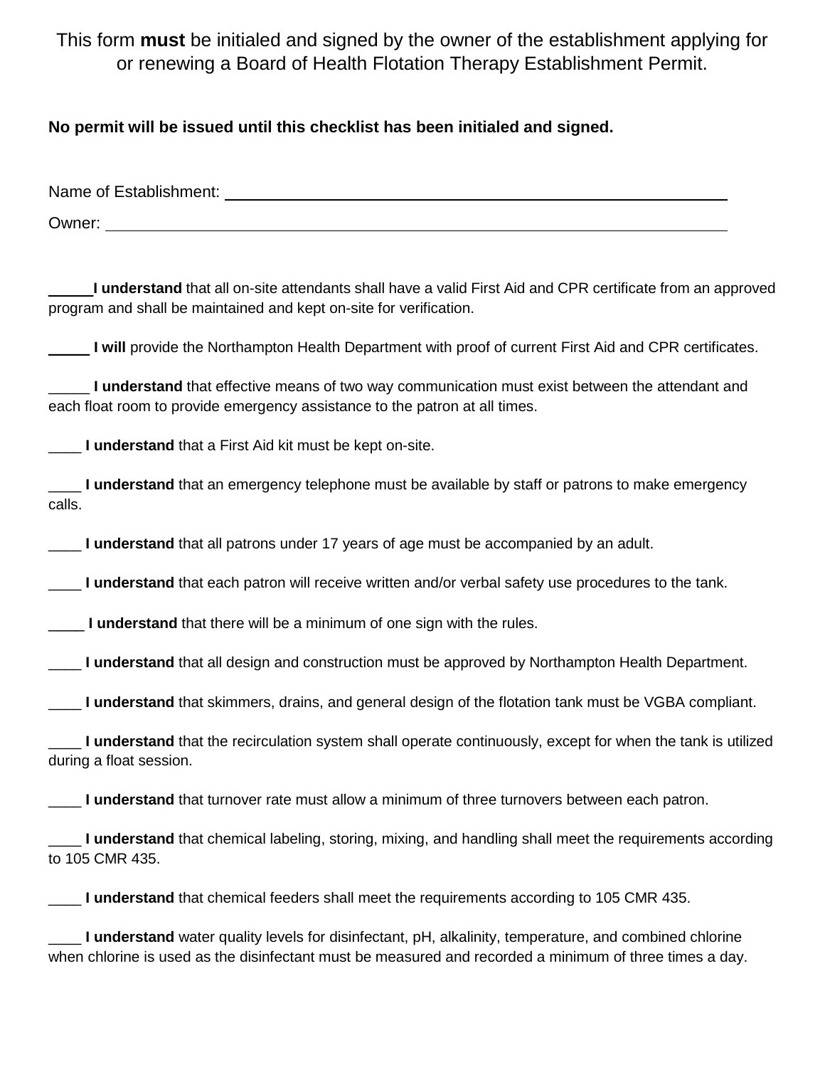This form **must** be initialed and signed by the owner of the establishment applying for or renewing a Board of Health Flotation Therapy Establishment Permit.

**No permit will be issued until this checklist has been initialed and signed.**

Name of Establishment: ____________________________________________

Owner: ____________________________________________

_____**I understand** that all on-site attendants shall have a valid First Aid and CPR certificate from an approved program and shall be maintained and kept on-site for verification.

_____ **I will** provide the Northampton Health Department with proof of current First Aid and CPR certificates.

_____ **I understand** that effective means of two way communication must exist between the attendant and each float room to provide emergency assistance to the patron at all times.

____ **I understand** that a First Aid kit must be kept on-site.

____ **I understand** that an emergency telephone must be available by staff or patrons to make emergency calls.

____ **I understand** that all patrons under 17 years of age must be accompanied by an adult.

____ **I understand** that each patron will receive written and/or verbal safety use procedures to the tank.

____ **I understand** that there will be a minimum of one sign with the rules.

____ **I understand** that all design and construction must be approved by Northampton Health Department.

____ **I understand** that skimmers, drains, and general design of the flotation tank must be VGBA compliant.

____ **I understand** that the recirculation system shall operate continuously, except for when the tank is utilized during a float session.

____ **I understand** that turnover rate must allow a minimum of three turnovers between each patron.

____ **I understand** that chemical labeling, storing, mixing, and handling shall meet the requirements according to 105 CMR 435.

____ **I understand** that chemical feeders shall meet the requirements according to 105 CMR 435.

____ **I understand** water quality levels for disinfectant, pH, alkalinity, temperature, and combined chlorine when chlorine is used as the disinfectant must be measured and recorded a minimum of three times a day.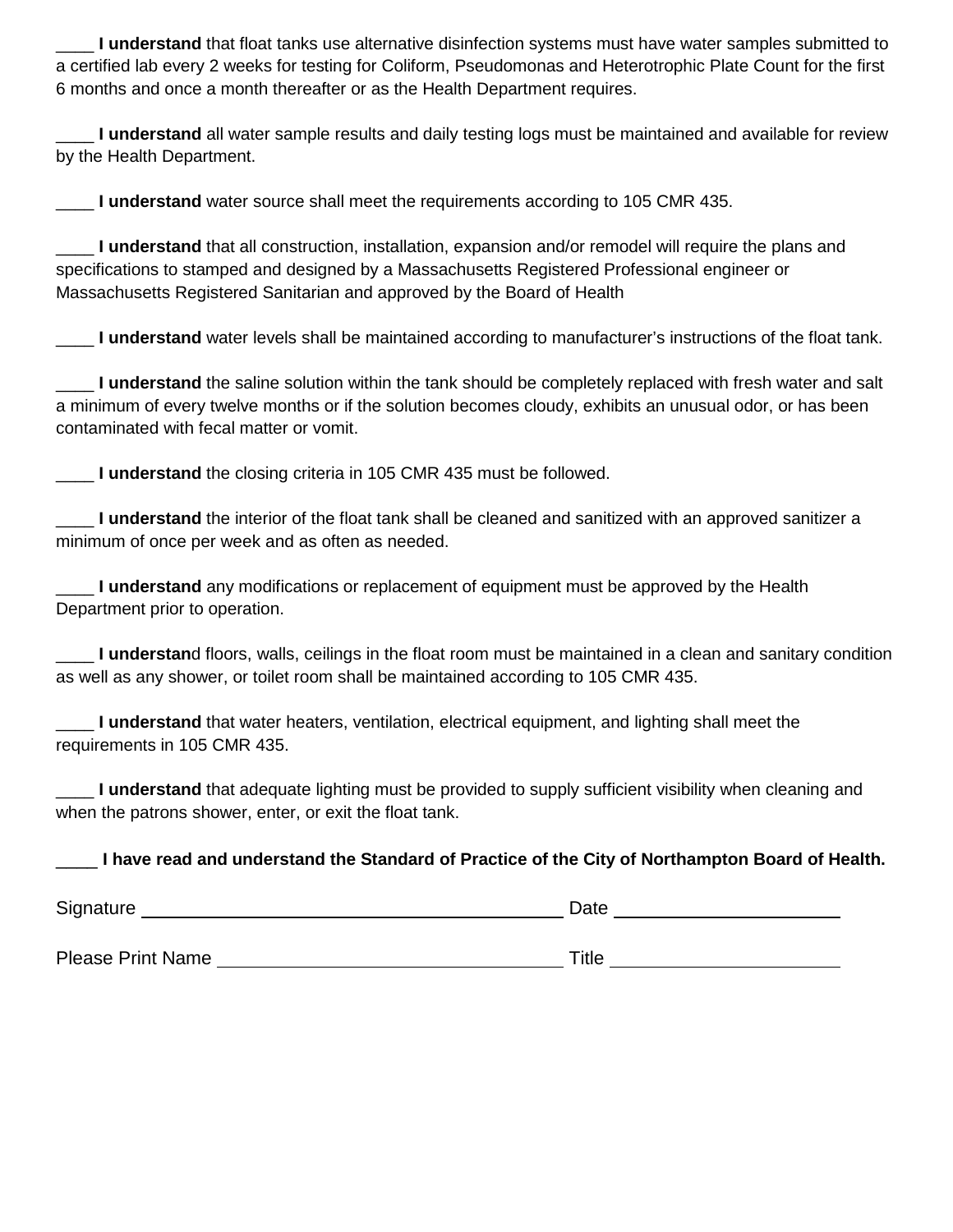____ **I understand** that float tanks use alternative disinfection systems must have water samples submitted to a certified lab every 2 weeks for testing for Coliform, Pseudomonas and Heterotrophic Plate Count for the first 6 months and once a month thereafter or as the Health Department requires.

____ **I understand** all water sample results and daily testing logs must be maintained and available for review by the Health Department.

____ **I understand** water source shall meet the requirements according to 105 CMR 435.

____ **I understand** that all construction, installation, expansion and/or remodel will require the plans and specifications to stamped and designed by a Massachusetts Registered Professional engineer or Massachusetts Registered Sanitarian and approved by the Board of Health

____ **I understand** water levels shall be maintained according to manufacturer's instructions of the float tank.

____ **I understand** the saline solution within the tank should be completely replaced with fresh water and salt a minimum of every twelve months or if the solution becomes cloudy, exhibits an unusual odor, or has been contaminated with fecal matter or vomit.

____ **I understand** the closing criteria in 105 CMR 435 must be followed.

____ **I understand** the interior of the float tank shall be cleaned and sanitized with an approved sanitizer a minimum of once per week and as often as needed.

____ **I understand** any modifications or replacement of equipment must be approved by the Health Department prior to operation.

____ **I understan**d floors, walls, ceilings in the float room must be maintained in a clean and sanitary condition as well as any shower, or toilet room shall be maintained according to 105 CMR 435.

____ **I understand** that water heaters, ventilation, electrical equipment, and lighting shall meet the requirements in 105 CMR 435.

____ **I understand** that adequate lighting must be provided to supply sufficient visibility when cleaning and when the patrons shower, enter, or exit the float tank.

____ **I have read and understand the Standard of Practice of the City of Northampton Board of Health.**

Signature ______________________________ Date ____________________

Please Print Name ______________________________ Title ____________________